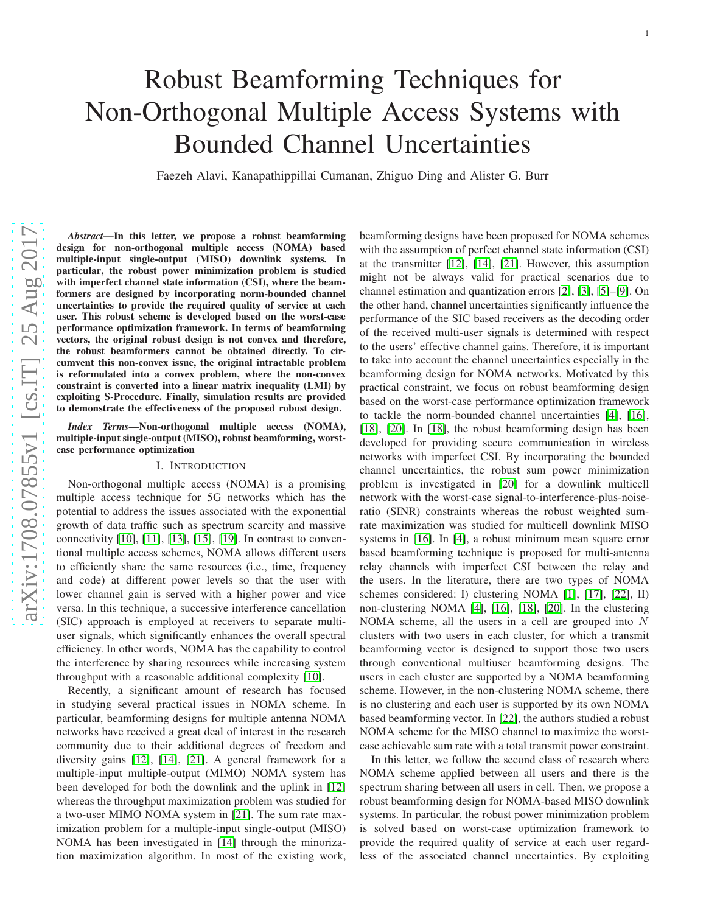# Robust Beamforming Techniques for Non-Orthogonal Multiple Access Systems with Bounded Channel Uncertainties

Faezeh Alavi, Kanapathippillai Cumanan, Zhiguo Ding and Alister G. Burr

***Abstract*—In this letter, we propose a robust beamforming design for non-orthogonal multiple access (NOMA) based multiple-input single-output (MISO) downlink systems. In particular, the robust power minimization problem is studied with imperfect channel state information (CSI), where the beamformers are designed by incorporating norm-bounded channel uncertainties to provide the required quality of service at each user. This robust scheme is developed based on the worst-case performance optimization framework. In terms of beamforming vectors, the original robust design is not convex and therefore, the robust beamformers cannot be obtained directly. To circumvent this non-convex issue, the original intractable problem is reformulated into a convex problem, where the non-convex constraint is converted into a linear matrix inequality (LMI) by exploiting S-Procedure. Finally, simulation results are provided to demonstrate the effectiveness of the proposed robust design.**

***Index Terms*—Non-orthogonal multiple access (NOMA), multiple-input single-output (MISO), robust beamforming, worst-case performance optimization**

## I. Introduction

Non-orthogonal multiple access (NOMA) is a promising multiple access technique for 5G networks which has the potential to address the issues associated with the exponential growth of data traffic such as spectrum scarcity and massive connectivity [10], [11], [13], [15], [19]. In contrast to conventional multiple access schemes, NOMA allows different users to efficiently share the same resources (i.e., time, frequency and code) at different power levels so that the user with lower channel gain is served with a higher power and vice versa. In this technique, a successive interference cancellation (SIC) approach is employed at receivers to separate multi-user signals, which significantly enhances the overall spectral efficiency. In other words, NOMA has the capability to control the interference by sharing resources while increasing system throughput with a reasonable additional complexity [10].

Recently, a significant amount of research has focused in studying several practical issues in NOMA scheme. In particular, beamforming designs for multiple antenna NOMA networks have received a great deal of interest in the research community due to their additional degrees of freedom and diversity gains [12], [14], [21]. A general framework for a multiple-input multiple-output (MIMO) NOMA system has been developed for both the downlink and the uplink in [12] whereas the throughput maximization problem was studied for a two-user MIMO NOMA system in [21]. The sum rate maximization problem for a multiple-input single-output (MISO) NOMA has been investigated in [14] through the minorization maximization algorithm. In most of the existing work, beamforming designs have been proposed for NOMA schemes with the assumption of perfect channel state information (CSI) at the transmitter [12], [14], [21]. However, this assumption might not be always valid for practical scenarios due to channel estimation and quantization errors [2], [3], [5]–[9]. On the other hand, channel uncertainties significantly influence the performance of the SIC based receivers as the decoding order of the received multi-user signals is determined with respect to the users' effective channel gains. Therefore, it is important to take into account the channel uncertainties especially in the beamforming design for NOMA networks. Motivated by this practical constraint, we focus on robust beamforming design based on the worst-case performance optimization framework to tackle the norm-bounded channel uncertainties [4], [16], [18], [20]. In [18], the robust beamforming design has been developed for providing secure communication in wireless networks with imperfect CSI. By incorporating the bounded channel uncertainties, the robust sum power minimization problem is investigated in [20] for a downlink multicell network with the worst-case signal-to-interference-plus-noise-ratio (SINR) constraints whereas the robust weighted sum-rate maximization was studied for multicell downlink MISO systems in [16]. In [4], a robust minimum mean square error based beamforming technique is proposed for multi-antenna relay channels with imperfect CSI between the relay and the users. In the literature, there are two types of NOMA schemes considered: I) clustering NOMA [1], [17], [22], II) non-clustering NOMA [4], [16], [18], [20]. In the clustering NOMA scheme, all the users in a cell are grouped into $N$ clusters with two users in each cluster, for which a transmit beamforming vector is designed to support those two users through conventional multiuser beamforming designs. The users in each cluster are supported by a NOMA beamforming scheme. However, in the non-clustering NOMA scheme, there is no clustering and each user is supported by its own NOMA based beamforming vector. In [22], the authors studied a robust NOMA scheme for the MISO channel to maximize the worst-case achievable sum rate with a total transmit power constraint.

In this letter, we follow the second class of research where NOMA scheme applied between all users and there is the spectrum sharing between all users in cell. Then, we propose a robust beamforming design for NOMA-based MISO downlink systems. In particular, the robust power minimization problem is solved based on worst-case optimization framework to provide the required quality of service at each user regardless of the associated channel uncertainties. By exploiting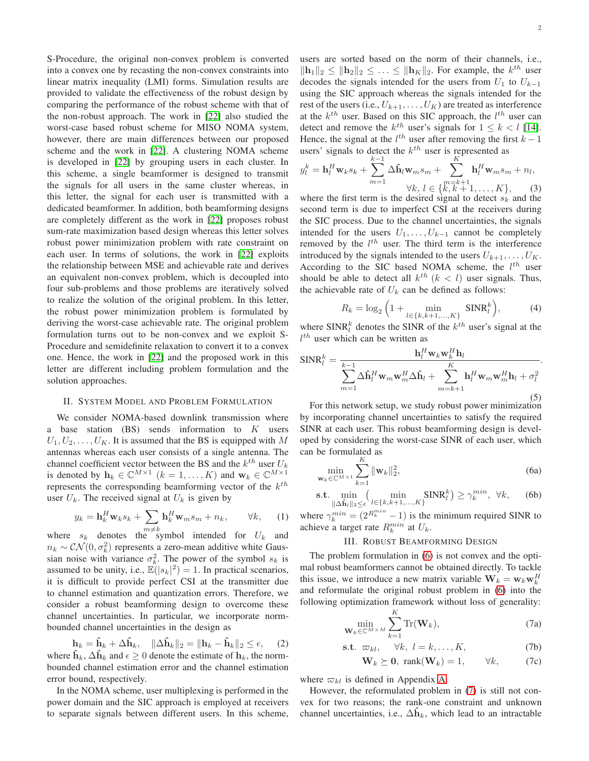S-Procedure, the original non-convex problem is converted into a convex one by recasting the non-convex constraints into linear matrix inequality (LMI) forms. Simulation results are provided to validate the effectiveness of the robust design by comparing the performance of the robust scheme with that of the non-robust approach. The work in [22] also studied the worst-case based robust scheme for MISO NOMA system, however, there are main differences between our proposed scheme and the work in [22]. A clustering NOMA scheme is developed in [22] by grouping users in each cluster. In this scheme, a single beamformer is designed to transmit the signals for all users in the same cluster whereas, in this letter, the signal for each user is transmitted with a dedicated beamformer. In addition, both beamforming designs are completely different as the work in [22] proposes robust sum-rate maximization based design whereas this letter solves robust power minimization problem with rate constraint on each user. In terms of solutions, the work in [22] exploits the relationship between MSE and achievable rate and derives an equivalent non-convex problem, which is decoupled into four sub-problems and those problems are iteratively solved to realize the solution of the original problem. In this letter, the robust power minimization problem is formulated by deriving the worst-case achievable rate. The original problem formulation turns out to be non-convex and we exploit S-Procedure and semidefinite relaxation to convert it to a convex one. Hence, the work in [22] and the proposed work in this letter are different including problem formulation and the solution approaches.

## II. System Model and Problem Formulation

We consider NOMA-based downlink transmission where a base station (BS) sends information to $K$ users $U_1, U_2, \ldots, U_K$. It is assumed that the BS is equipped with $M$ antennas whereas each user consists of a single antenna. The channel coefficient vector between the BS and the $k^{th}$ user $U_k$ is denoted by $\mathbf{h}_k \in \mathbb{C}^{M\times 1}$ $(k = 1, \ldots, K)$ and $\mathbf{w}_k \in \mathbb{C}^{M\times 1}$ represents the corresponding beamforming vector of the $k^{th}$ user $U_k$. The received signal at $U_k$ is given by

$$y_k = \mathbf{h}_k^H \mathbf{w}_k s_k + \sum_{m\neq k} \mathbf{h}_k^H \mathbf{w}_m s_m + n_k, \qquad \forall k, \quad (1)$$

where $s_k$ denotes the symbol intended for $U_k$ and $n_k \sim \mathcal{CN}(0, \sigma_k^2)$ represents a zero-mean additive white Gaussian noise with variance $\sigma_k^2$. The power of the symbol $s_k$ is assumed to be unity, i.e., $\mathbb{E}(|s_k|^2) = 1$. In practical scenarios, it is difficult to provide perfect CSI at the transmitter due to channel estimation and quantization errors. Therefore, we consider a robust beamforming design to overcome these channel uncertainties. In particular, we incorporate norm-bounded channel uncertainties in the design as

$$\mathbf{h}_k = \hat{\mathbf{h}}_k + \Delta\hat{\mathbf{h}}_k, \quad \|\Delta\hat{\mathbf{h}}_k\|_2 = \|\mathbf{h}_k - \hat{\mathbf{h}}_k\|_2 \leq \epsilon, \quad (2)$$

where $\hat{\mathbf{h}}_k, \Delta\hat{\mathbf{h}}_k$ and $\epsilon \geq 0$ denote the estimate of $\mathbf{h}_k$, the norm-bounded channel estimation error and the channel estimation error bound, respectively.

In the NOMA scheme, user multiplexing is performed in the power domain and the SIC approach is employed at receivers to separate signals between different users. In this scheme, users are sorted based on the norm of their channels, i.e., $\|\mathbf{h}_1\|_2 \leq \|\mathbf{h}_2\|_2 \leq \ldots \leq \|\mathbf{h}_K\|_2$. For example, the $k^{th}$ user decodes the signals intended for the users from $U_1$ to $U_{k-1}$ using the SIC approach whereas the signals intended for the rest of the users (i.e., $U_{k+1}, \ldots, U_K$) are treated as interference at the $k^{th}$ user. Based on this SIC approach, the $l^{th}$ user can detect and remove the $k^{th}$ user's signals for $1 \leq k < l$ [14]. Hence, the signal at the $l^{th}$ user after removing the first $k-1$ users' signals to detect the $k^{th}$ user is represented as

$$y_l^k = \mathbf{h}_l^H \mathbf{w}_k s_k + \sum_{m=1}^{k-1} \Delta\hat{\mathbf{h}}_l \mathbf{w}_m s_m + \sum_{m=k+1}^{K} \mathbf{h}_l^H \mathbf{w}_m s_m + n_l, \quad \forall k,\ l \in \{k, k+1, \ldots, K\}, \quad (3)$$

where the first term is the desired signal to detect $s_k$ and the second term is due to imperfect CSI at the receivers during the SIC process. Due to the channel uncertainties, the signals intended for the users $U_1, \ldots, U_{k-1}$ cannot be completely removed by the $l^{th}$ user. The third term is the interference introduced by the signals intended to the users $U_{k+1}, \ldots, U_K$. According to the SIC based NOMA scheme, the $l^{th}$ user should be able to detect all $k^{th}$ $(k < l)$ user signals. Thus, the achievable rate of $U_k$ can be defined as follows:

$$R_k = \log_2\Big(1 + \min_{l\in\{k,k+1,\ldots,K\}} \text{SINR}_l^k\Big), \quad (4)$$

where $\text{SINR}_l^k$ denotes the SINR of the $k^{th}$ user's signal at the $l^{th}$ user which can be written as

$$\text{SINR}_l^k = \frac{\mathbf{h}_l^H \mathbf{w}_k \mathbf{w}_k^H \mathbf{h}_l}{\displaystyle\sum_{m=1}^{k-1} \Delta\hat{\mathbf{h}}_l^H \mathbf{w}_m \mathbf{w}_m^H \Delta\hat{\mathbf{h}}_l + \sum_{m=k+1}^{K} \mathbf{h}_l^H \mathbf{w}_m \mathbf{w}_m^H \mathbf{h}_l + \sigma_l^2}. \quad (5)$$

For this network setup, we study robust power minimization by incorporating channel uncertainties to satisfy the required SINR at each user. This robust beamforming design is developed by considering the worst-case SINR of each user, which can be formulated as

$$\min_{\mathbf{w}_k\in\mathbb{C}^{M\times 1}} \sum_{k=1}^{K} \|\mathbf{w}_k\|_2^2, \quad (6a)$$

$$\text{s.t.}\ \min_{\|\Delta\hat{\mathbf{h}}_l\|_2\leq\epsilon} \Big(\min_{l\in\{k,k+1,\ldots,K\}} \text{SINR}_l^k\Big) \geq \gamma_k^{min},\ \forall k, \quad (6b)$$

where $\gamma_k^{min} = (2^{R_k^{min}} - 1)$ is the minimum required SINR to achieve a target rate $R_k^{min}$ at $U_k$.

## III. Robust Beamforming Design

The problem formulation in (6) is not convex and the optimal robust beamformers cannot be obtained directly. To tackle this issue, we introduce a new matrix variable $\mathbf{W}_k = \mathbf{w}_k \mathbf{w}_k^H$ and reformulate the original robust problem in (6) into the following optimization framework without loss of generality:

$$\min_{\mathbf{W}_k\in\mathbb{C}^{M\times M}} \sum_{k=1}^{K} \text{Tr}(\mathbf{W}_k), \quad (7a)$$

$$\text{s.t.}\ \varpi_{kl}, \quad \forall k,\ l = k, \ldots, K, \quad (7b)$$

$$\mathbf{W}_k \succeq \mathbf{0},\ \text{rank}(\mathbf{W}_k) = 1, \qquad \forall k, \quad (7c)$$

where $\varpi_{kl}$ is defined in Appendix A.

However, the reformulated problem in (7) is still not convex for two reasons; the rank-one constraint and unknown channel uncertainties, i.e., $\Delta\hat{\mathbf{h}}_k$, which lead to an intractable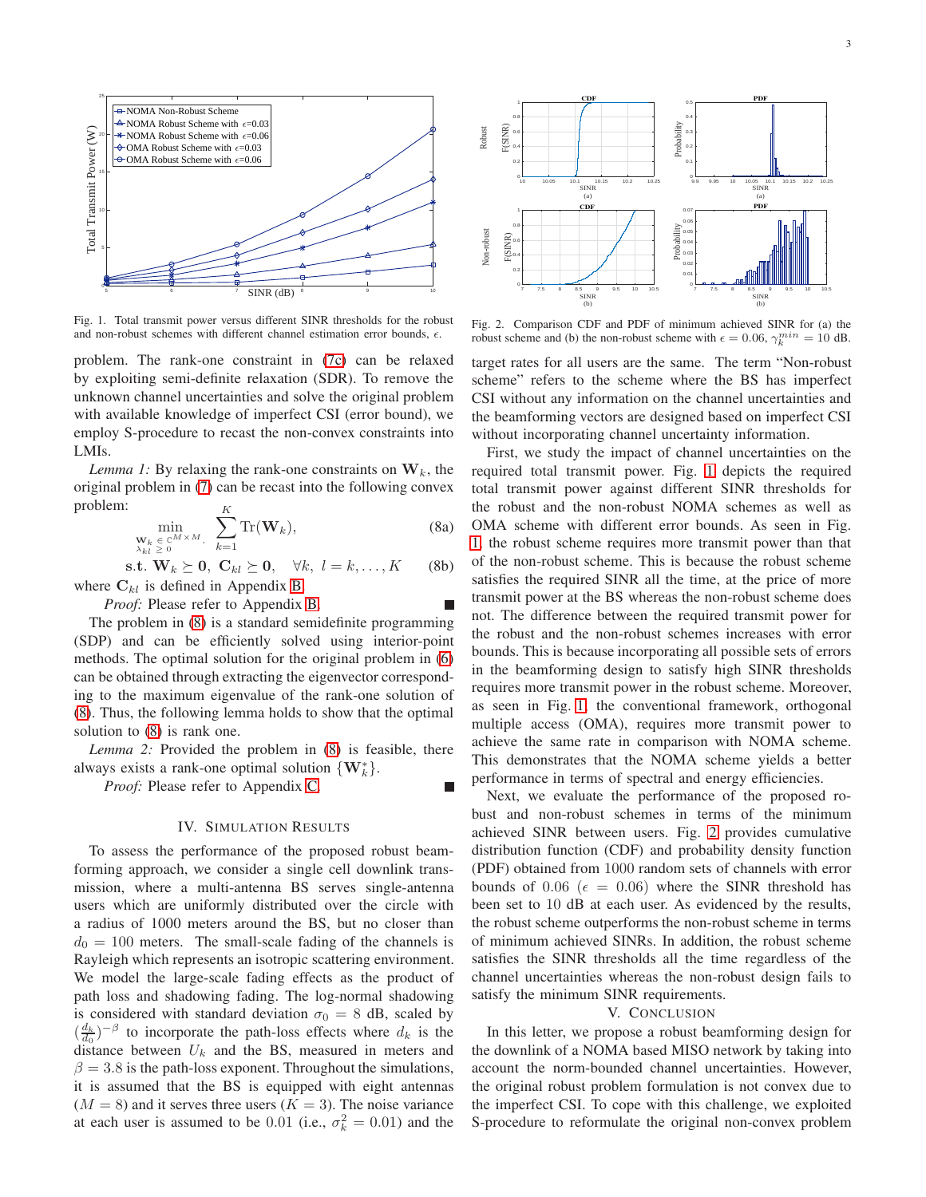Fig. 1. Total transmit power versus different SINR thresholds for the robust and non-robust schemes with different channel estimation error bounds, $\epsilon$.

Fig. 2. Comparison CDF and PDF of minimum achieved SINR for (a) the robust scheme and (b) the non-robust scheme with $\epsilon = 0.06$, $\gamma_k^{min} = 10$ dB.

problem. The rank-one constraint in (7c) can be relaxed by exploiting semi-definite relaxation (SDR). To remove the unknown channel uncertainties and solve the original problem with available knowledge of imperfect CSI (error bound), we employ S-procedure to recast the non-convex constraints into LMIs.

*Lemma 1:* By relaxing the rank-one constraints on $\mathbf{W}_k$, the original problem in (7) can be recast into the following convex problem:

$$\min_{\substack{\mathbf{W}_k \in \mathbb{C}^{M \times M},\\ \lambda_{kl} \geq 0}} \sum_{k=1}^{K} \mathrm{Tr}(\mathbf{W}_k), \tag{8a}$$

$$\text{s.t. } \mathbf{W}_k \succeq \mathbf{0}, \ \mathbf{C}_{kl} \succeq \mathbf{0}, \quad \forall k, \ l = k, \ldots, K \tag{8b}$$

where $\mathbf{C}_{kl}$ is defined in Appendix B.

*Proof:* Please refer to Appendix B. ■

The problem in (8) is a standard semidefinite programming (SDP) and can be efficiently solved using interior-point methods. The optimal solution for the original problem in (6) can be obtained through extracting the eigenvector corresponding to the maximum eigenvalue of the rank-one solution of (8). Thus, the following lemma holds to show that the optimal solution to (8) is rank one.

*Lemma 2:* Provided the problem in (8) is feasible, there always exists a rank-one optimal solution $\{\mathbf{W}_k^*\}$.

*Proof:* Please refer to Appendix C. ■

## IV. Simulation Results

To assess the performance of the proposed robust beamforming approach, we consider a single cell downlink transmission, where a multi-antenna BS serves single-antenna users which are uniformly distributed over the circle with a radius of 1000 meters around the BS, but no closer than $d_0 = 100$ meters. The small-scale fading of the channels is Rayleigh which represents an isotropic scattering environment. We model the large-scale fading effects as the product of path loss and shadowing fading. The log-normal shadowing is considered with standard deviation $\sigma_0 = 8$ dB, scaled by $(\frac{d_k}{d_0})^{-\beta}$ to incorporate the path-loss effects where $d_k$ is the distance between $U_k$ and the BS, measured in meters and $\beta = 3.8$ is the path-loss exponent. Throughout the simulations, it is assumed that the BS is equipped with eight antennas ($M = 8$) and it serves three users ($K = 3$). The noise variance at each user is assumed to be 0.01 (i.e., $\sigma_k^2 = 0.01$) and the target rates for all users are the same. The term "Non-robust scheme" refers to the scheme where the BS has imperfect CSI without any information on the channel uncertainties and the beamforming vectors are designed based on imperfect CSI without incorporating channel uncertainty information.

First, we study the impact of channel uncertainties on the required total transmit power. Fig. 1 depicts the required total transmit power against different SINR thresholds for the robust and the non-robust NOMA schemes as well as OMA scheme with different error bounds. As seen in Fig. 1, the robust scheme requires more transmit power than that of the non-robust scheme. This is because the robust scheme satisfies the required SINR all the time, at the price of more transmit power at the BS whereas the non-robust scheme does not. The difference between the required transmit power for the robust and the non-robust schemes increases with error bounds. This is because incorporating all possible sets of errors in the beamforming design to satisfy high SINR thresholds requires more transmit power in the robust scheme. Moreover, as seen in Fig. 1, the conventional framework, orthogonal multiple access (OMA), requires more transmit power to achieve the same rate in comparison with NOMA scheme. This demonstrates that the NOMA scheme yields a better performance in terms of spectral and energy efficiencies.

Next, we evaluate the performance of the proposed robust and non-robust schemes in terms of the minimum achieved SINR between users. Fig. 2 provides cumulative distribution function (CDF) and probability density function (PDF) obtained from 1000 random sets of channels with error bounds of 0.06 ($\epsilon = 0.06$) where the SINR threshold has been set to 10 dB at each user. As evidenced by the results, the robust scheme outperforms the non-robust scheme in terms of minimum achieved SINRs. In addition, the robust scheme satisfies the SINR thresholds all the time regardless of the channel uncertainties whereas the non-robust design fails to satisfy the minimum SINR requirements.

## V. Conclusion

In this letter, we propose a robust beamforming design for the downlink of a NOMA based MISO network by taking into account the norm-bounded channel uncertainties. However, the original robust problem formulation is not convex due to the imperfect CSI. To cope with this challenge, we exploited S-procedure to reformulate the original non-convex problem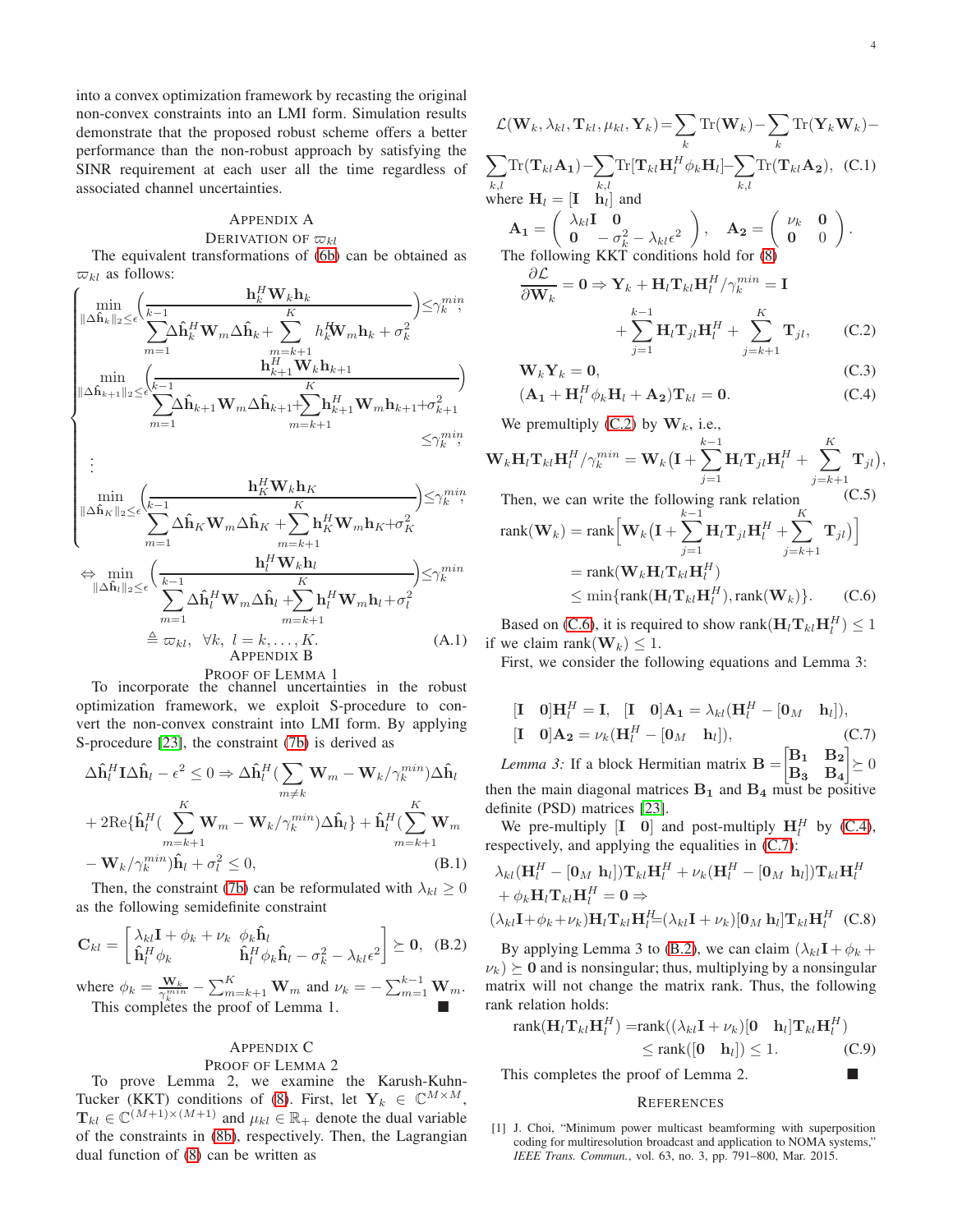into a convex optimization framework by recasting the original non-convex constraints into an LMI form. Simulation results demonstrate that the proposed robust scheme offers a better performance than the non-robust approach by satisfying the SINR requirement at each user all the time regardless of associated channel uncertainties.

## Appendix A
### Derivation of $\varpi_{kl}$

The equivalent transformations of (6b) can be obtained as $\varpi_{kl}$ as follows:

$$
\begin{cases}
\min\limits_{\|\Delta\hat{\mathbf{h}}_k\|_2\leq\epsilon}\left(\dfrac{\mathbf{h}_k^H\mathbf{W}_k\mathbf{h}_k}{\sum\limits_{m=1}^{k-1}\Delta\hat{\mathbf{h}}_k^H\mathbf{W}_m\Delta\hat{\mathbf{h}}_k+\sum\limits_{m=k+1}^{K}h_k^H\mathbf{W}_m\mathbf{h}_k+\sigma_k^2}\right)\leq\gamma_k^{min},\\
\min\limits_{\|\Delta\hat{\mathbf{h}}_{k+1}\|_2\leq\epsilon}\left(\dfrac{\mathbf{h}_{k+1}^H\mathbf{W}_k\mathbf{h}_{k+1}}{\sum\limits_{m=1}^{k-1}\Delta\hat{\mathbf{h}}_{k+1}\mathbf{W}_m\Delta\hat{\mathbf{h}}_{k+1}+\sum\limits_{m=k+1}^{K}\mathbf{h}_{k+1}^H\mathbf{W}_m\mathbf{h}_{k+1}+\sigma_{k+1}^2}\right)\leq\gamma_k^{min},\\
\vdots\\
\min\limits_{\|\Delta\hat{\mathbf{h}}_K\|_2\leq\epsilon}\left(\dfrac{\mathbf{h}_K^H\mathbf{W}_k\mathbf{h}_K}{\sum\limits_{m=1}^{k-1}\Delta\hat{\mathbf{h}}_K\mathbf{W}_m\Delta\hat{\mathbf{h}}_K+\sum\limits_{m=k+1}^{K}\mathbf{h}_K^H\mathbf{W}_m\mathbf{h}_K+\sigma_K^2}\right)\leq\gamma_k^{min},
\end{cases}
$$

$$
\Leftrightarrow \min_{\|\Delta\hat{\mathbf{h}}_l\|_2\leq\epsilon}\left(\frac{\mathbf{h}_l^H\mathbf{W}_k\mathbf{h}_l}{\sum\limits_{m=1}^{k-1}\Delta\hat{\mathbf{h}}_l^H\mathbf{W}_m\Delta\hat{\mathbf{h}}_l+\sum\limits_{m=k+1}^{K}\mathbf{h}_l^H\mathbf{W}_m\mathbf{h}_l+\sigma_l^2}\right)\leq\gamma_k^{min}
$$

$$
\triangleq \varpi_{kl},\quad \forall k,\ l=k,\ldots,K. \tag{A.1}
$$

## Appendix B
### Proof of Lemma 1

To incorporate the channel uncertainties in the robust optimization framework, we exploit S-procedure to convert the non-convex constraint into LMI form. By applying S-procedure [23], the constraint (7b) is derived as

$$
\Delta\hat{\mathbf{h}}_l^H\mathbf{I}\Delta\hat{\mathbf{h}}_l-\epsilon^2\leq 0 \Rightarrow \Delta\hat{\mathbf{h}}_l^H\Big(\sum_{m\neq k}\mathbf{W}_m-\mathbf{W}_k/\gamma_k^{min}\Big)\Delta\hat{\mathbf{h}}_l
$$
$$
+2\mathrm{Re}\{\hat{\mathbf{h}}_l^H\Big(\sum_{m=k+1}^{K}\mathbf{W}_m-\mathbf{W}_k/\gamma_k^{min}\Big)\Delta\hat{\mathbf{h}}_l\}+\hat{\mathbf{h}}_l^H\Big(\sum_{m=k+1}^{K}\mathbf{W}_m
$$
$$
-\mathbf{W}_k/\gamma_k^{min}\Big)\hat{\mathbf{h}}_l+\sigma_l^2\leq 0, \tag{B.1}
$$

Then, the constraint (7b) can be reformulated with $\lambda_{kl}\geq 0$ as the following semidefinite constraint

$$
\mathbf{C}_{kl}=\begin{bmatrix}\lambda_{kl}\mathbf{I}+\phi_k+\nu_k & \phi_k\hat{\mathbf{h}}_l\\ \hat{\mathbf{h}}_l^H\phi_k & \hat{\mathbf{h}}_l^H\phi_k\hat{\mathbf{h}}_l-\sigma_k^2-\lambda_{kl}\epsilon^2\end{bmatrix}\succeq\mathbf{0}, \tag{B.2}
$$

where $\phi_k=\frac{\mathbf{W}_k}{\gamma_k^{min}}-\sum_{m=k+1}^{K}\mathbf{W}_m$ and $\nu_k=-\sum_{m=1}^{k-1}\mathbf{W}_m$. This completes the proof of Lemma 1. ■

## Appendix C
### Proof of Lemma 2

To prove Lemma 2, we examine the Karush-Kuhn-Tucker (KKT) conditions of (8). First, let $\mathbf{Y}_k\in\mathbb{C}^{M\times M}$, $\mathbf{T}_{kl}\in\mathbb{C}^{(M+1)\times(M+1)}$ and $\mu_{kl}\in\mathbb{R}_+$ denote the dual variable of the constraints in (8b), respectively. Then, the Lagrangian dual function of (8) can be written as

$$
\mathcal{L}(\mathbf{W}_k,\lambda_{kl},\mathbf{T}_{kl},\mu_{kl},\mathbf{Y}_k)=\sum_k\mathrm{Tr}(\mathbf{W}_k)-\sum_k\mathrm{Tr}(\mathbf{Y}_k\mathbf{W}_k)-
$$
$$
\sum_{k,l}\mathrm{Tr}(\mathbf{T}_{kl}\mathbf{A_1})-\sum_{k,l}\mathrm{Tr}[\mathbf{T}_{kl}\mathbf{H}_l^H\phi_k\mathbf{H}_l]-\sum_{k,l}\mathrm{Tr}(\mathbf{T}_{kl}\mathbf{A_2}), \tag{C.1}
$$

where $\mathbf{H}_l=[\mathbf{I}\quad \mathbf{h}_l]$ and

$$
\mathbf{A_1}=\begin{pmatrix}\lambda_{kl}\mathbf{I} & \mathbf{0}\\ \mathbf{0} & -\sigma_k^2-\lambda_{kl}\epsilon^2\end{pmatrix},\quad \mathbf{A_2}=\begin{pmatrix}\nu_k & \mathbf{0}\\ \mathbf{0} & 0\end{pmatrix}.
$$

The following KKT conditions hold for (8)

$$
\frac{\partial\mathcal{L}}{\partial\mathbf{W}_k}=\mathbf{0}\Rightarrow\mathbf{Y}_k+\mathbf{H}_l\mathbf{T}_{kl}\mathbf{H}_l^H/\gamma_k^{min}=\mathbf{I}
$$
$$
+\sum_{j=1}^{k-1}\mathbf{H}_l\mathbf{T}_{jl}\mathbf{H}_l^H+\sum_{j=k+1}^{K}\mathbf{T}_{jl}, \tag{C.2}
$$
$$
\mathbf{W}_k\mathbf{Y}_k=\mathbf{0}, \tag{C.3}
$$
$$
(\mathbf{A_1}+\mathbf{H}_l^H\phi_k\mathbf{H}_l+\mathbf{A_2})\mathbf{T}_{kl}=\mathbf{0}. \tag{C.4}
$$

We premultiply (C.2) by $\mathbf{W}_k$, i.e.,

$$
\mathbf{W}_k\mathbf{H}_l\mathbf{T}_{kl}\mathbf{H}_l^H/\gamma_k^{min}=\mathbf{W}_k\big(\mathbf{I}+\sum_{j=1}^{k-1}\mathbf{H}_l\mathbf{T}_{jl}\mathbf{H}_l^H+\sum_{j=k+1}^{K}\mathbf{T}_{jl}\big), \tag{C.5}
$$

Then, we can write the following rank relation

$$
\mathrm{rank}(\mathbf{W}_k)=\mathrm{rank}\Big[\mathbf{W}_k\big(\mathbf{I}+\sum_{j=1}^{k-1}\mathbf{H}_l\mathbf{T}_{jl}\mathbf{H}_l^H+\sum_{j=k+1}^{K}\mathbf{T}_{jl}\big)\Big]
$$
$$
=\mathrm{rank}(\mathbf{W}_k\mathbf{H}_l\mathbf{T}_{kl}\mathbf{H}_l^H)
$$
$$
\leq\min\{\mathrm{rank}(\mathbf{H}_l\mathbf{T}_{kl}\mathbf{H}_l^H),\mathrm{rank}(\mathbf{W}_k)\}. \tag{C.6}
$$

Based on (C.6), it is required to show $\mathrm{rank}(\mathbf{H}_l\mathbf{T}_{kl}\mathbf{H}_l^H)\leq 1$ if we claim $\mathrm{rank}(\mathbf{W}_k)\leq 1$.

First, we consider the following equations and Lemma 3:

$$
[\mathbf{I}\quad \mathbf{0}]\mathbf{H}_l^H=\mathbf{I},\quad [\mathbf{I}\quad \mathbf{0}]\mathbf{A_1}=\lambda_{kl}(\mathbf{H}_l^H-[\mathbf{0}_M\quad \mathbf{h}_l]),
$$
$$
[\mathbf{I}\quad \mathbf{0}]\mathbf{A_2}=\nu_k(\mathbf{H}_l^H-[\mathbf{0}_M\quad \mathbf{h}_l]), \tag{C.7}
$$

*Lemma 3:* If a block Hermitian matrix $\mathbf{B}=\begin{bmatrix}\mathbf{B_1} & \mathbf{B_2}\\ \mathbf{B_3} & \mathbf{B_4}\end{bmatrix}\succeq 0$ then the main diagonal matrices $\mathbf{B_1}$ and $\mathbf{B_4}$ must be positive definite (PSD) matrices [23].

We pre-multiply $[\mathbf{I}\quad \mathbf{0}]$ and post-multiply $\mathbf{H}_l^H$ by (C.4), respectively, and applying the equalities in (C.7):

$$
\lambda_{kl}(\mathbf{H}_l^H-[\mathbf{0}_M\ \mathbf{h}_l])\mathbf{T}_{kl}\mathbf{H}_l^H+\nu_k(\mathbf{H}_l^H-[\mathbf{0}_M\ \mathbf{h}_l])\mathbf{T}_{kl}\mathbf{H}_l^H
$$
$$
+\phi_k\mathbf{H}_l\mathbf{T}_{kl}\mathbf{H}_l^H=\mathbf{0}\Rightarrow
$$
$$
(\lambda_{kl}\mathbf{I}+\phi_k+\nu_k)\mathbf{H}_l\mathbf{T}_{kl}\mathbf{H}_l^H=(\lambda_{kl}\mathbf{I}+\nu_k)[\mathbf{0}_M\ \mathbf{h}_l]\mathbf{T}_{kl}\mathbf{H}_l^H \tag{C.8}
$$

By applying Lemma 3 to (B.2), we can claim $(\lambda_{kl}\mathbf{I}+\phi_k+\nu_k)\succeq\mathbf{0}$ and is nonsingular; thus, multiplying by a nonsingular matrix will not change the matrix rank. Thus, the following rank relation holds:

$$
\mathrm{rank}(\mathbf{H}_l\mathbf{T}_{kl}\mathbf{H}_l^H)=\mathrm{rank}((\lambda_{kl}\mathbf{I}+\nu_k)[\mathbf{0}\quad \mathbf{h}_l]\mathbf{T}_{kl}\mathbf{H}_l^H)
$$
$$
\leq\mathrm{rank}([\mathbf{0}\quad \mathbf{h}_l])\leq 1. \tag{C.9}
$$

This completes the proof of Lemma 2. ■

## References

[1] J. Choi, "Minimum power multicast beamforming with superposition coding for multiresolution broadcast and application to NOMA systems," *IEEE Trans. Commun.*, vol. 63, no. 3, pp. 791–800, Mar. 2015.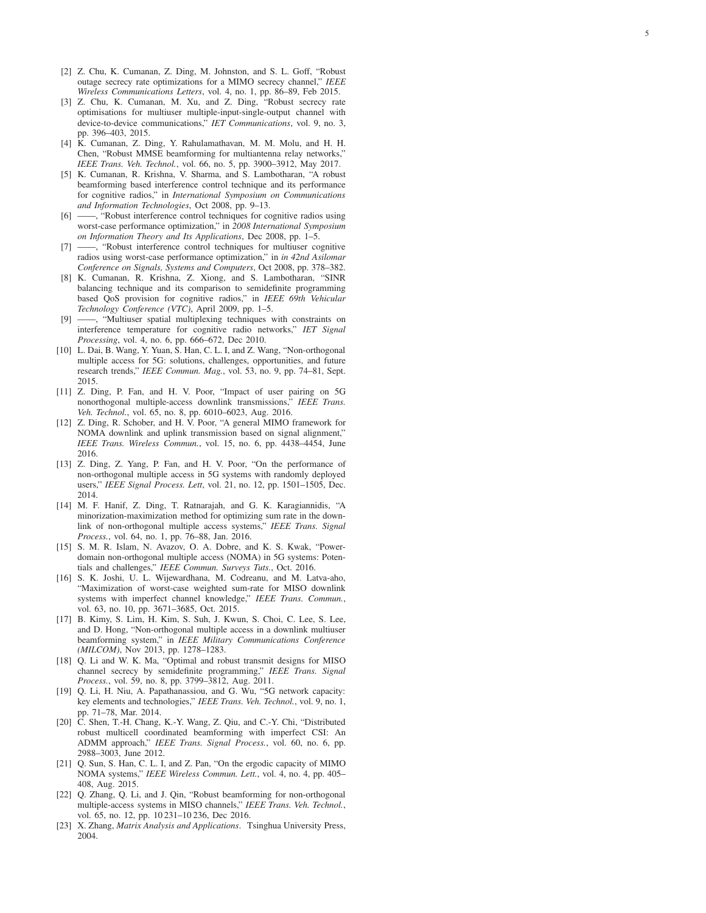[2] Z. Chu, K. Cumanan, Z. Ding, M. Johnston, and S. L. Goff, "Robust outage secrecy rate optimizations for a MIMO secrecy channel," *IEEE Wireless Communications Letters*, vol. 4, no. 1, pp. 86–89, Feb 2015.

[3] Z. Chu, K. Cumanan, M. Xu, and Z. Ding, "Robust secrecy rate optimisations for multiuser multiple-input-single-output channel with device-to-device communications," *IET Communications*, vol. 9, no. 3, pp. 396–403, 2015.

[4] K. Cumanan, Z. Ding, Y. Rahulamathavan, M. M. Molu, and H. H. Chen, "Robust MMSE beamforming for multiantenna relay networks," *IEEE Trans. Veh. Technol.*, vol. 66, no. 5, pp. 3900–3912, May 2017.

[5] K. Cumanan, R. Krishna, V. Sharma, and S. Lambotharan, "A robust beamforming based interference control technique and its performance for cognitive radios," in *International Symposium on Communications and Information Technologies*, Oct 2008, pp. 9–13.

[6] ——, "Robust interference control techniques for cognitive radios using worst-case performance optimization," in *2008 International Symposium on Information Theory and Its Applications*, Dec 2008, pp. 1–5.

[7] ——, "Robust interference control techniques for multiuser cognitive radios using worst-case performance optimization," in *in 42nd Asilomar Conference on Signals, Systems and Computers*, Oct 2008, pp. 378–382.

[8] K. Cumanan, R. Krishna, Z. Xiong, and S. Lambotharan, "SINR balancing technique and its comparison to semidefinite programming based QoS provision for cognitive radios," in *IEEE 69th Vehicular Technology Conference (VTC)*, April 2009, pp. 1–5.

[9] ——, "Multiuser spatial multiplexing techniques with constraints on interference temperature for cognitive radio networks," *IET Signal Processing*, vol. 4, no. 6, pp. 666–672, Dec 2010.

[10] L. Dai, B. Wang, Y. Yuan, S. Han, C. L. I, and Z. Wang, "Non-orthogonal multiple access for 5G: solutions, challenges, opportunities, and future research trends," *IEEE Commun. Mag.*, vol. 53, no. 9, pp. 74–81, Sept. 2015.

[11] Z. Ding, P. Fan, and H. V. Poor, "Impact of user pairing on 5G nonorthogonal multiple-access downlink transmissions," *IEEE Trans. Veh. Technol.*, vol. 65, no. 8, pp. 6010–6023, Aug. 2016.

[12] Z. Ding, R. Schober, and H. V. Poor, "A general MIMO framework for NOMA downlink and uplink transmission based on signal alignment," *IEEE Trans. Wireless Commun.*, vol. 15, no. 6, pp. 4438–4454, June 2016.

[13] Z. Ding, Z. Yang, P. Fan, and H. V. Poor, "On the performance of non-orthogonal multiple access in 5G systems with randomly deployed users," *IEEE Signal Process. Lett*, vol. 21, no. 12, pp. 1501–1505, Dec. 2014.

[14] M. F. Hanif, Z. Ding, T. Ratnarajah, and G. K. Karagiannidis, "A minorization-maximization method for optimizing sum rate in the downlink of non-orthogonal multiple access systems," *IEEE Trans. Signal Process.*, vol. 64, no. 1, pp. 76–88, Jan. 2016.

[15] S. M. R. Islam, N. Avazov, O. A. Dobre, and K. S. Kwak, "Power-domain non-orthogonal multiple access (NOMA) in 5G systems: Potentials and challenges," *IEEE Commun. Surveys Tuts.*, Oct. 2016.

[16] S. K. Joshi, U. L. Wijewardhana, M. Codreanu, and M. Latva-aho, "Maximization of worst-case weighted sum-rate for MISO downlink systems with imperfect channel knowledge," *IEEE Trans. Commun.*, vol. 63, no. 10, pp. 3671–3685, Oct. 2015.

[17] B. Kimy, S. Lim, H. Kim, S. Suh, J. Kwun, S. Choi, C. Lee, S. Lee, and D. Hong, "Non-orthogonal multiple access in a downlink multiuser beamforming system," in *IEEE Military Communications Conference (MILCOM)*, Nov 2013, pp. 1278–1283.

[18] Q. Li and W. K. Ma, "Optimal and robust transmit designs for MISO channel secrecy by semidefinite programming," *IEEE Trans. Signal Process.*, vol. 59, no. 8, pp. 3799–3812, Aug. 2011.

[19] Q. Li, H. Niu, A. Papathanassiou, and G. Wu, "5G network capacity: key elements and technologies," *IEEE Trans. Veh. Technol.*, vol. 9, no. 1, pp. 71–78, Mar. 2014.

[20] C. Shen, T.-H. Chang, K.-Y. Wang, Z. Qiu, and C.-Y. Chi, "Distributed robust multicell coordinated beamforming with imperfect CSI: An ADMM approach," *IEEE Trans. Signal Process.*, vol. 60, no. 6, pp. 2988–3003, June 2012.

[21] Q. Sun, S. Han, C. L. I, and Z. Pan, "On the ergodic capacity of MIMO NOMA systems," *IEEE Wireless Commun. Lett.*, vol. 4, no. 4, pp. 405–408, Aug. 2015.

[22] Q. Zhang, Q. Li, and J. Qin, "Robust beamforming for non-orthogonal multiple-access systems in MISO channels," *IEEE Trans. Veh. Technol.*, vol. 65, no. 12, pp. 10 231–10 236, Dec 2016.

[23] X. Zhang, *Matrix Analysis and Applications*. Tsinghua University Press, 2004.